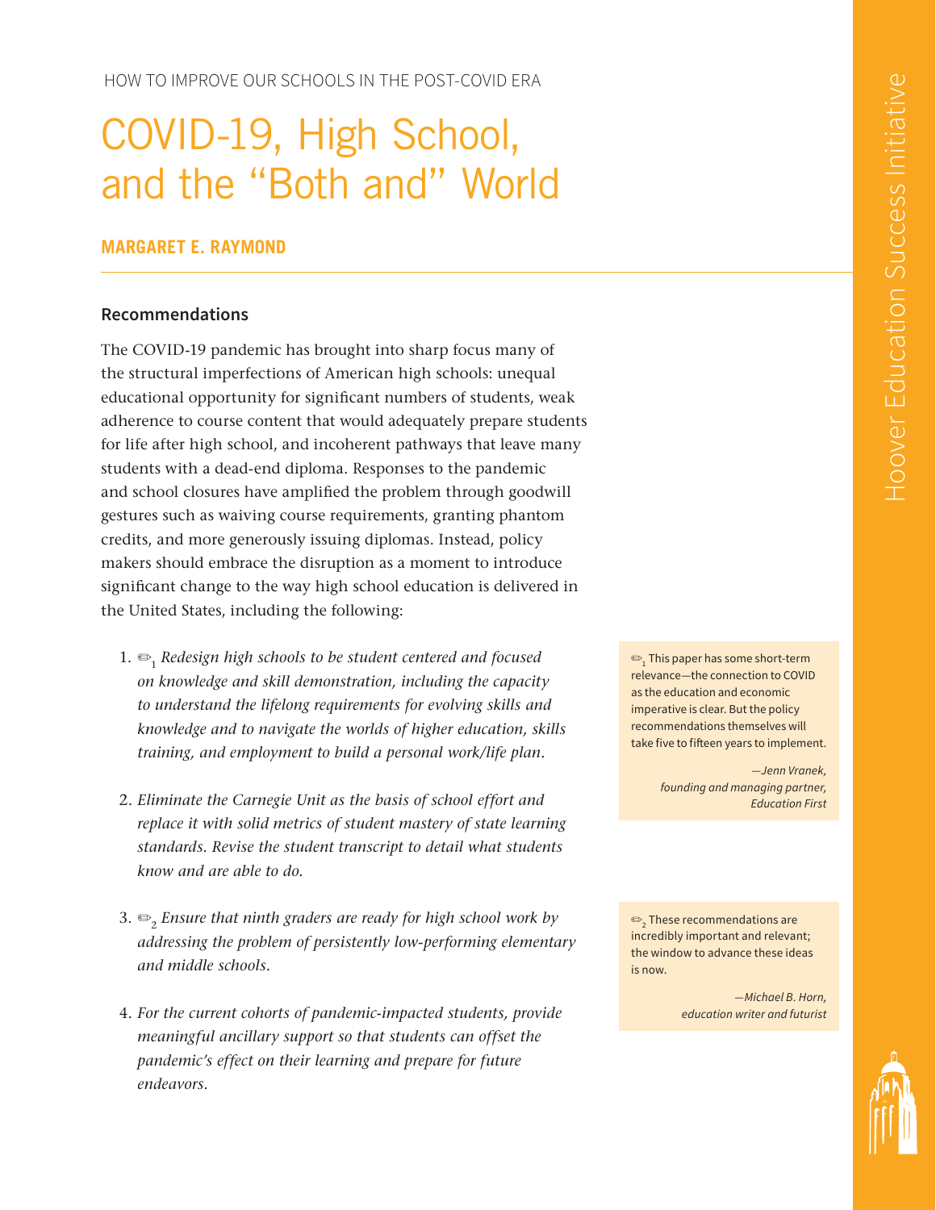HOW TO IMPROVE OUR SCHOOLS IN THE POST-COVID ERA

# COVID-19, High School, and the "Both and" World

**MARGARET E. RAYMOND**

## Recommendations

The COVID-19 pandemic has brought into sharp focus many of the structural imperfections of American high schools: unequal educational opportunity for significant numbers of students, weak adherence to course content that would adequately prepare students for life after high school, and incoherent pathways that leave many students with a dead-end diploma. Responses to the pandemic and school closures have amplified the problem through goodwill gestures such as waiving course requirements, granting phantom credits, and more generously issuing diplomas. Instead, policy makers should embrace the disruption as a moment to introduce significant change to the way high school education is delivered in the United States, including the following:

1. ✏[1] *Redesign high schools to be student centered and focused on knowledge and skill demonstration, including the capacity to understand the lifelong requirements for evolving skills and knowledge and to navigate the worlds of higher education, skills training, and employment to build a personal work/life plan.*

2. *Eliminate the Carnegie Unit as the basis of school effort and replace it with solid metrics of student mastery of state learning standards. Revise the student transcript to detail what students know and are able to do.*

3. ✏[2] *Ensure that ninth graders are ready for high school work by addressing the problem of persistently low-performing elementary and middle schools.*

4. *For the current cohorts of pandemic-impacted students, provide meaningful ancillary support so that students can offset the pandemic's effect on their learning and prepare for future endeavors.*

✏[1] This paper has some short-term relevance—the connection to COVID as the education and economic imperative is clear. But the policy recommendations themselves will take five to fifteen years to implement.

*—Jenn Vranek, founding and managing partner, Education First*

✏[2] These recommendations are incredibly important and relevant; the window to advance these ideas is now.

*—Michael B. Horn, education writer and futurist*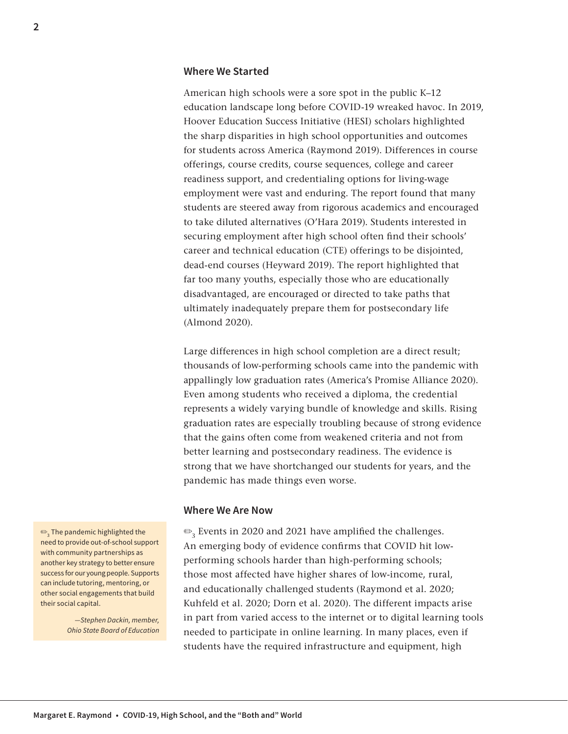## Where We Started

American high schools were a sore spot in the public K–12 education landscape long before COVID-19 wreaked havoc. In 2019, Hoover Education Success Initiative (HESI) scholars highlighted the sharp disparities in high school opportunities and outcomes for students across America (Raymond 2019). Differences in course offerings, course credits, course sequences, college and career readiness support, and credentialing options for living-wage employment were vast and enduring. The report found that many students are steered away from rigorous academics and encouraged to take diluted alternatives (O'Hara 2019). Students interested in securing employment after high school often find their schools' career and technical education (CTE) offerings to be disjointed, dead-end courses (Heyward 2019). The report highlighted that far too many youths, especially those who are educationally disadvantaged, are encouraged or directed to take paths that ultimately inadequately prepare them for postsecondary life (Almond 2020).

Large differences in high school completion are a direct result; thousands of low-performing schools came into the pandemic with appallingly low graduation rates (America's Promise Alliance 2020). Even among students who received a diploma, the credential represents a widely varying bundle of knowledge and skills. Rising graduation rates are especially troubling because of strong evidence that the gains often come from weakened criteria and not from better learning and postsecondary readiness. The evidence is strong that we have shortchanged our students for years, and the pandemic has made things even worse.

## Where We Are Now

✏[3] Events in 2020 and 2021 have amplified the challenges. An emerging body of evidence confirms that COVID hit low-performing schools harder than high-performing schools; those most affected have higher shares of low-income, rural, and educationally challenged students (Raymond et al. 2020; Kuhfeld et al. 2020; Dorn et al. 2020). The different impacts arise in part from varied access to the internet or to digital learning tools needed to participate in online learning. In many places, even if students have the required infrastructure and equipment, high

> ✏[3] The pandemic highlighted the need to provide out-of-school support with community partnerships as another key strategy to better ensure success for our young people. Supports can include tutoring, mentoring, or other social engagements that build their social capital.
>
> *—Stephen Dackin, member, Ohio State Board of Education*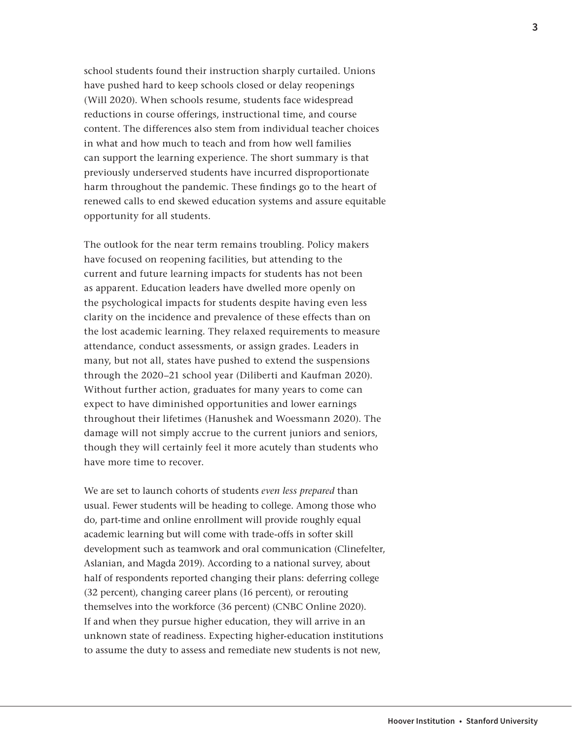school students found their instruction sharply curtailed. Unions have pushed hard to keep schools closed or delay reopenings (Will 2020). When schools resume, students face widespread reductions in course offerings, instructional time, and course content. The differences also stem from individual teacher choices in what and how much to teach and from how well families can support the learning experience. The short summary is that previously underserved students have incurred disproportionate harm throughout the pandemic. These findings go to the heart of renewed calls to end skewed education systems and assure equitable opportunity for all students.

The outlook for the near term remains troubling. Policy makers have focused on reopening facilities, but attending to the current and future learning impacts for students has not been as apparent. Education leaders have dwelled more openly on the psychological impacts for students despite having even less clarity on the incidence and prevalence of these effects than on the lost academic learning. They relaxed requirements to measure attendance, conduct assessments, or assign grades. Leaders in many, but not all, states have pushed to extend the suspensions through the 2020–21 school year (Diliberti and Kaufman 2020). Without further action, graduates for many years to come can expect to have diminished opportunities and lower earnings throughout their lifetimes (Hanushek and Woessmann 2020). The damage will not simply accrue to the current juniors and seniors, though they will certainly feel it more acutely than students who have more time to recover.

We are set to launch cohorts of students *even less prepared* than usual. Fewer students will be heading to college. Among those who do, part-time and online enrollment will provide roughly equal academic learning but will come with trade-offs in softer skill development such as teamwork and oral communication (Clinefelter, Aslanian, and Magda 2019). According to a national survey, about half of respondents reported changing their plans: deferring college (32 percent), changing career plans (16 percent), or rerouting themselves into the workforce (36 percent) (CNBC Online 2020). If and when they pursue higher education, they will arrive in an unknown state of readiness. Expecting higher-education institutions to assume the duty to assess and remediate new students is not new,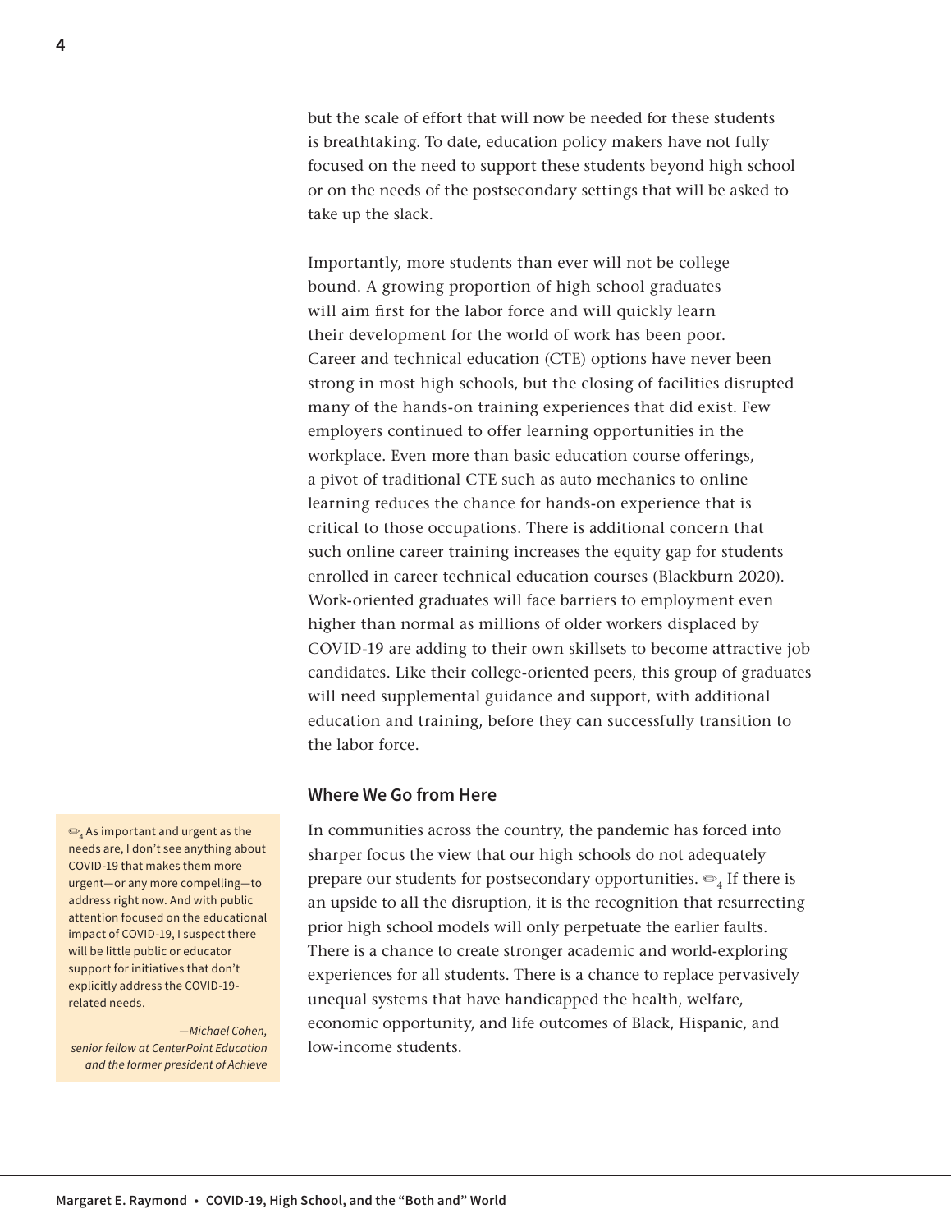but the scale of effort that will now be needed for these students is breathtaking. To date, education policy makers have not fully focused on the need to support these students beyond high school or on the needs of the postsecondary settings that will be asked to take up the slack.

Importantly, more students than ever will not be college bound. A growing proportion of high school graduates will aim first for the labor force and will quickly learn their development for the world of work has been poor. Career and technical education (CTE) options have never been strong in most high schools, but the closing of facilities disrupted many of the hands-on training experiences that did exist. Few employers continued to offer learning opportunities in the workplace. Even more than basic education course offerings, a pivot of traditional CTE such as auto mechanics to online learning reduces the chance for hands-on experience that is critical to those occupations. There is additional concern that such online career training increases the equity gap for students enrolled in career technical education courses (Blackburn 2020). Work-oriented graduates will face barriers to employment even higher than normal as millions of older workers displaced by COVID-19 are adding to their own skillsets to become attractive job candidates. Like their college-oriented peers, this group of graduates will need supplemental guidance and support, with additional education and training, before they can successfully transition to the labor force.

### Where We Go from Here

In communities across the country, the pandemic has forced into sharper focus the view that our high schools do not adequately prepare our students for postsecondary opportunities. ✏[4] If there is an upside to all the disruption, it is the recognition that resurrecting prior high school models will only perpetuate the earlier faults. There is a chance to create stronger academic and world-exploring experiences for all students. There is a chance to replace pervasively unequal systems that have handicapped the health, welfare, economic opportunity, and life outcomes of Black, Hispanic, and low-income students.

> ✏[4] As important and urgent as the needs are, I don't see anything about COVID-19 that makes them more urgent—or any more compelling—to address right now. And with public attention focused on the educational impact of COVID-19, I suspect there will be little public or educator support for initiatives that don't explicitly address the COVID-19-related needs.
>
> *—Michael Cohen, senior fellow at CenterPoint Education and the former president of Achieve*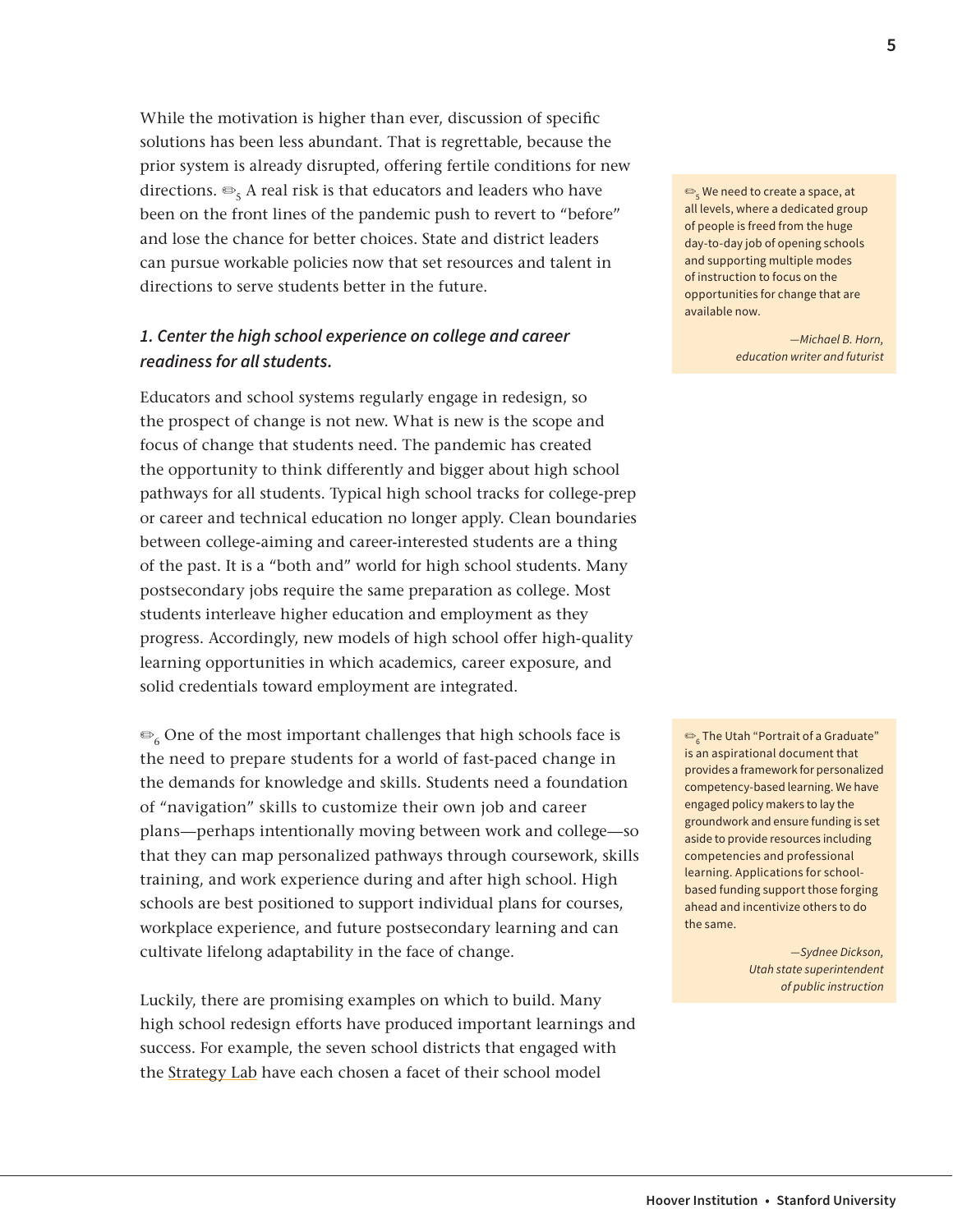While the motivation is higher than ever, discussion of specific solutions has been less abundant. That is regrettable, because the prior system is already disrupted, offering fertile conditions for new directions. ✏[5] A real risk is that educators and leaders who have been on the front lines of the pandemic push to revert to "before" and lose the chance for better choices. State and district leaders can pursue workable policies now that set resources and talent in directions to serve students better in the future.

> ✏[5] We need to create a space, at all levels, where a dedicated group of people is freed from the huge day-to-day job of opening schools and supporting multiple modes of instruction to focus on the opportunities for change that are available now.
>
> *—Michael B. Horn, education writer and futurist*

### *1. Center the high school experience on college and career readiness for all students.*

Educators and school systems regularly engage in redesign, so the prospect of change is not new. What is new is the scope and focus of change that students need. The pandemic has created the opportunity to think differently and bigger about high school pathways for all students. Typical high school tracks for college-prep or career and technical education no longer apply. Clean boundaries between college-aiming and career-interested students are a thing of the past. It is a "both and" world for high school students. Many postsecondary jobs require the same preparation as college. Most students interleave higher education and employment as they progress. Accordingly, new models of high school offer high-quality learning opportunities in which academics, career exposure, and solid credentials toward employment are integrated.

✏[6] One of the most important challenges that high schools face is the need to prepare students for a world of fast-paced change in the demands for knowledge and skills. Students need a foundation of "navigation" skills to customize their own job and career plans—perhaps intentionally moving between work and college—so that they can map personalized pathways through coursework, skills training, and work experience during and after high school. High schools are best positioned to support individual plans for courses, workplace experience, and future postsecondary learning and can cultivate lifelong adaptability in the face of change.

> ✏[6] The Utah "Portrait of a Graduate" is an aspirational document that provides a framework for personalized competency-based learning. We have engaged policy makers to lay the groundwork and ensure funding is set aside to provide resources including competencies and professional learning. Applications for school-based funding support those forging ahead and incentivize others to do the same.
>
> *—Sydnee Dickson, Utah state superintendent of public instruction*

Luckily, there are promising examples on which to build. Many high school redesign efforts have produced important learnings and success. For example, the seven school districts that engaged with the Strategy Lab have each chosen a facet of their school model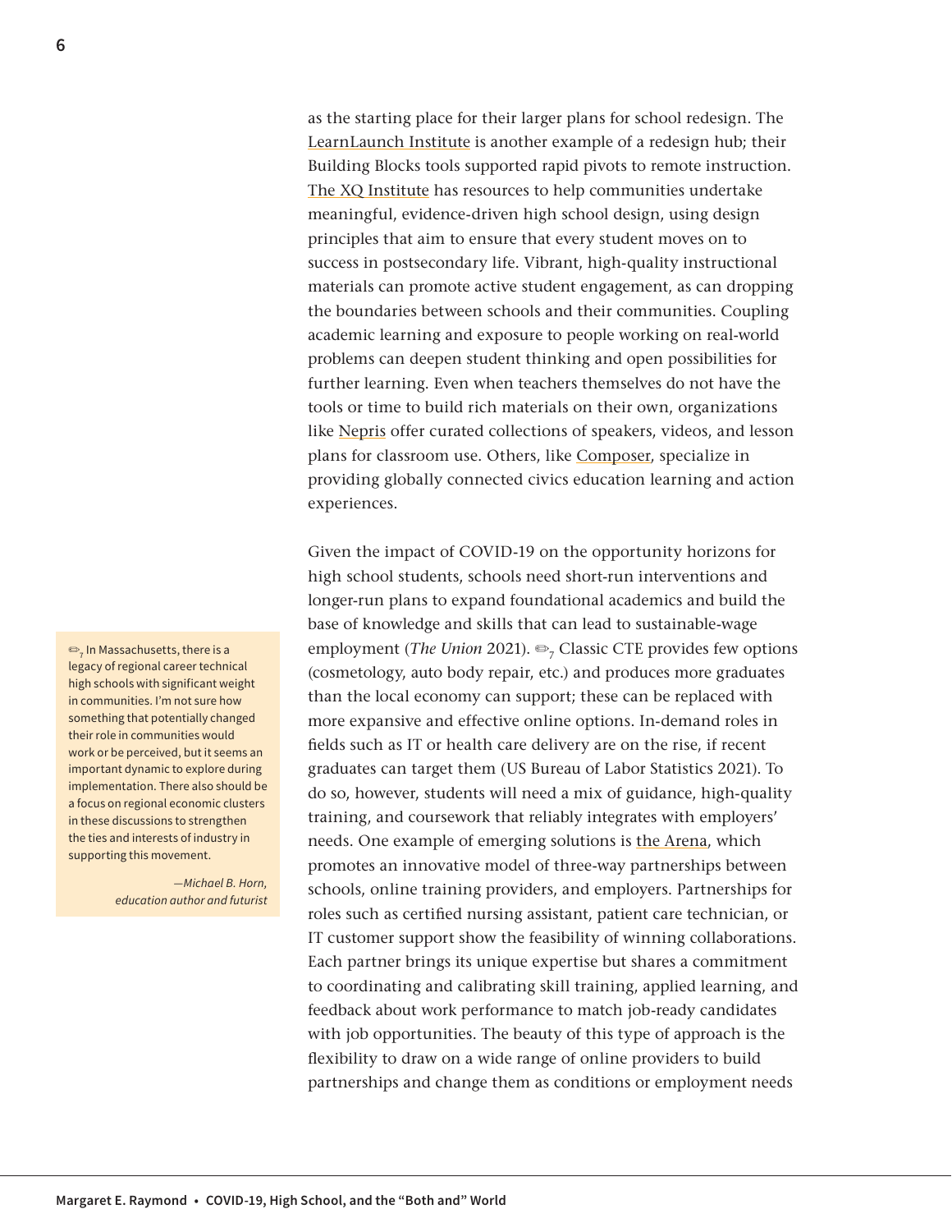as the starting place for their larger plans for school redesign. The LearnLaunch Institute is another example of a redesign hub; their Building Blocks tools supported rapid pivots to remote instruction. The XQ Institute has resources to help communities undertake meaningful, evidence-driven high school design, using design principles that aim to ensure that every student moves on to success in postsecondary life. Vibrant, high-quality instructional materials can promote active student engagement, as can dropping the boundaries between schools and their communities. Coupling academic learning and exposure to people working on real-world problems can deepen student thinking and open possibilities for further learning. Even when teachers themselves do not have the tools or time to build rich materials on their own, organizations like Nepris offer curated collections of speakers, videos, and lesson plans for classroom use. Others, like Composer, specialize in providing globally connected civics education learning and action experiences.

Given the impact of COVID-19 on the opportunity horizons for high school students, schools need short-run interventions and longer-run plans to expand foundational academics and build the base of knowledge and skills that can lead to sustainable-wage employment (*The Union* 2021). ✏[7] Classic CTE provides few options (cosmetology, auto body repair, etc.) and produces more graduates than the local economy can support; these can be replaced with more expansive and effective online options. In-demand roles in fields such as IT or health care delivery are on the rise, if recent graduates can target them (US Bureau of Labor Statistics 2021). To do so, however, students will need a mix of guidance, high-quality training, and coursework that reliably integrates with employers' needs. One example of emerging solutions is the Arena, which promotes an innovative model of three-way partnerships between schools, online training providers, and employers. Partnerships for roles such as certified nursing assistant, patient care technician, or IT customer support show the feasibility of winning collaborations. Each partner brings its unique expertise but shares a commitment to coordinating and calibrating skill training, applied learning, and feedback about work performance to match job-ready candidates with job opportunities. The beauty of this type of approach is the flexibility to draw on a wide range of online providers to build partnerships and change them as conditions or employment needs

> ✏[7] In Massachusetts, there is a legacy of regional career technical high schools with significant weight in communities. I'm not sure how something that potentially changed their role in communities would work or be perceived, but it seems an important dynamic to explore during implementation. There also should be a focus on regional economic clusters in these discussions to strengthen the ties and interests of industry in supporting this movement.
>
> *—Michael B. Horn, education author and futurist*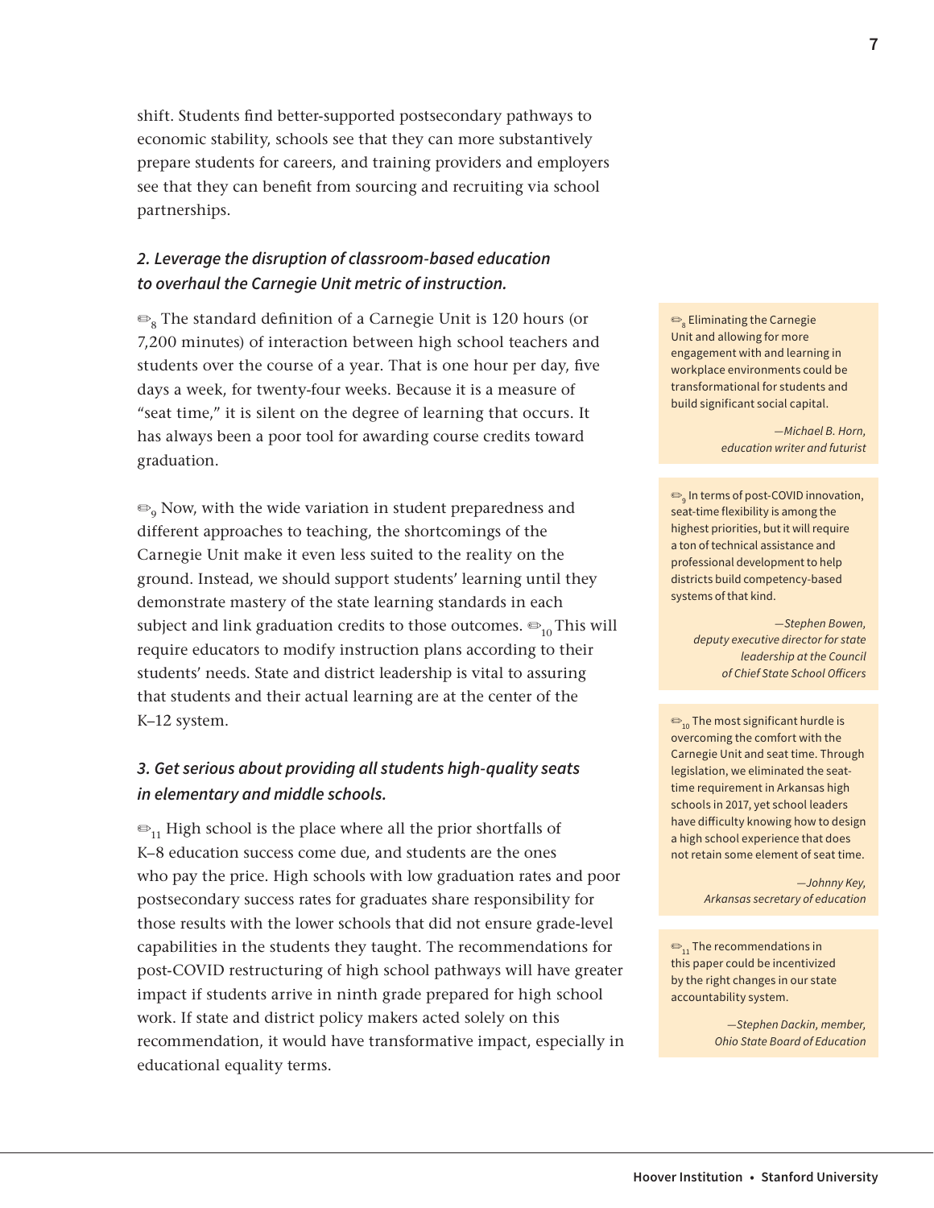shift. Students find better-supported postsecondary pathways to economic stability, schools see that they can more substantively prepare students for careers, and training providers and employers see that they can benefit from sourcing and recruiting via school partnerships.

### *2. Leverage the disruption of classroom-based education to overhaul the Carnegie Unit metric of instruction.*

✏[8] The standard definition of a Carnegie Unit is 120 hours (or 7,200 minutes) of interaction between high school teachers and students over the course of a year. That is one hour per day, five days a week, for twenty-four weeks. Because it is a measure of "seat time," it is silent on the degree of learning that occurs. It has always been a poor tool for awarding course credits toward graduation.

✏[9] Now, with the wide variation in student preparedness and different approaches to teaching, the shortcomings of the Carnegie Unit make it even less suited to the reality on the ground. Instead, we should support students' learning until they demonstrate mastery of the state learning standards in each subject and link graduation credits to those outcomes. ✏[10] This will require educators to modify instruction plans according to their students' needs. State and district leadership is vital to assuring that students and their actual learning are at the center of the K–12 system.

### *3. Get serious about providing all students high-quality seats in elementary and middle schools.*

✏[11] High school is the place where all the prior shortfalls of K–8 education success come due, and students are the ones who pay the price. High schools with low graduation rates and poor postsecondary success rates for graduates share responsibility for those results with the lower schools that did not ensure grade-level capabilities in the students they taught. The recommendations for post-COVID restructuring of high school pathways will have greater impact if students arrive in ninth grade prepared for high school work. If state and district policy makers acted solely on this recommendation, it would have transformative impact, especially in educational equality terms.

> ✏[8] Eliminating the Carnegie Unit and allowing for more engagement with and learning in workplace environments could be transformational for students and build significant social capital.
>
> *—Michael B. Horn, education writer and futurist*

> ✏[9] In terms of post-COVID innovation, seat-time flexibility is among the highest priorities, but it will require a ton of technical assistance and professional development to help districts build competency-based systems of that kind.
>
> *—Stephen Bowen, deputy executive director for state leadership at the Council of Chief State School Officers*

> ✏[10] The most significant hurdle is overcoming the comfort with the Carnegie Unit and seat time. Through legislation, we eliminated the seat-time requirement in Arkansas high schools in 2017, yet school leaders have difficulty knowing how to design a high school experience that does not retain some element of seat time.
>
> *—Johnny Key, Arkansas secretary of education*

> ✏[11] The recommendations in this paper could be incentivized by the right changes in our state accountability system.
>
> *—Stephen Dackin, member, Ohio State Board of Education*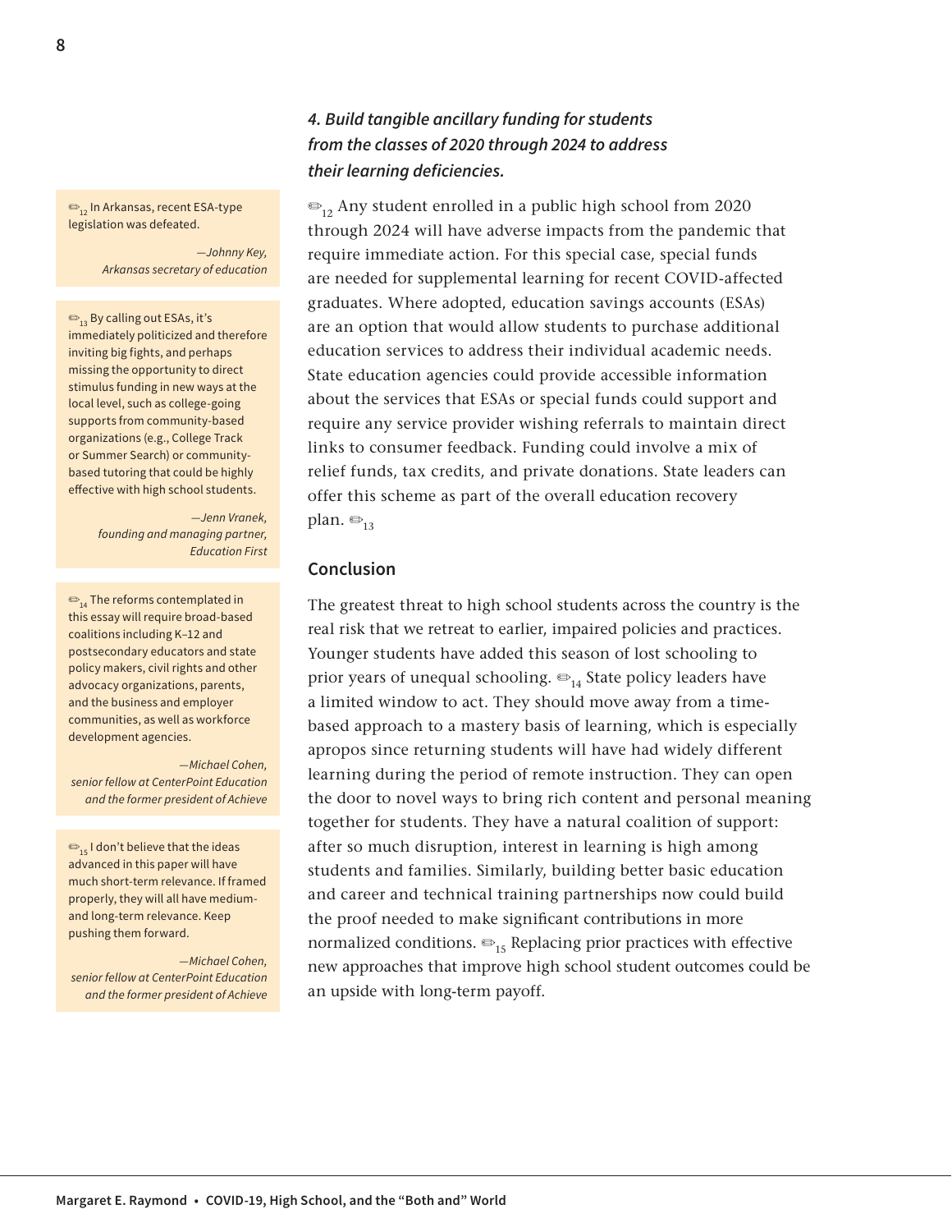### *4. Build tangible ancillary funding for students from the classes of 2020 through 2024 to address their learning deficiencies.*

✏[12] Any student enrolled in a public high school from 2020 through 2024 will have adverse impacts from the pandemic that require immediate action. For this special case, special funds are needed for supplemental learning for recent COVID-affected graduates. Where adopted, education savings accounts (ESAs) are an option that would allow students to purchase additional education services to address their individual academic needs. State education agencies could provide accessible information about the services that ESAs or special funds could support and require any service provider wishing referrals to maintain direct links to consumer feedback. Funding could involve a mix of relief funds, tax credits, and private donations. State leaders can offer this scheme as part of the overall education recovery plan. ✏[13]

> ✏[12] In Arkansas, recent ESA-type legislation was defeated.
>
> *—Johnny Key, Arkansas secretary of education*

> ✏[13] By calling out ESAs, it's immediately politicized and therefore inviting big fights, and perhaps missing the opportunity to direct stimulus funding in new ways at the local level, such as college-going supports from community-based organizations (e.g., College Track or Summer Search) or community-based tutoring that could be highly effective with high school students.
>
> *—Jenn Vranek, founding and managing partner, Education First*

## Conclusion

The greatest threat to high school students across the country is the real risk that we retreat to earlier, impaired policies and practices. Younger students have added this season of lost schooling to prior years of unequal schooling. ✏[14] State policy leaders have a limited window to act. They should move away from a time-based approach to a mastery basis of learning, which is especially apropos since returning students will have had widely different learning during the period of remote instruction. They can open the door to novel ways to bring rich content and personal meaning together for students. They have a natural coalition of support: after so much disruption, interest in learning is high among students and families. Similarly, building better basic education and career and technical training partnerships now could build the proof needed to make significant contributions in more normalized conditions. ✏[15] Replacing prior practices with effective new approaches that improve high school student outcomes could be an upside with long-term payoff.

> ✏[14] The reforms contemplated in this essay will require broad-based coalitions including K–12 and postsecondary educators and state policy makers, civil rights and other advocacy organizations, parents, and the business and employer communities, as well as workforce development agencies.
>
> *—Michael Cohen, senior fellow at CenterPoint Education and the former president of Achieve*

> ✏[15] I don't believe that the ideas advanced in this paper will have much short-term relevance. If framed properly, they will all have medium- and long-term relevance. Keep pushing them forward.
>
> *—Michael Cohen, senior fellow at CenterPoint Education and the former president of Achieve*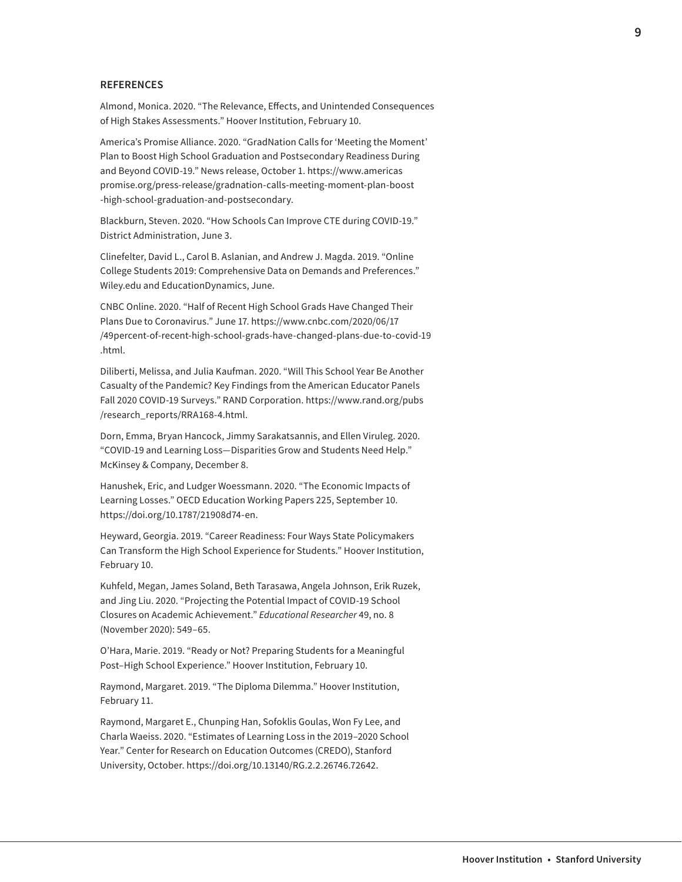## REFERENCES

Almond, Monica. 2020. "The Relevance, Effects, and Unintended Consequences of High Stakes Assessments." Hoover Institution, February 10.

America's Promise Alliance. 2020. "GradNation Calls for 'Meeting the Moment' Plan to Boost High School Graduation and Postsecondary Readiness During and Beyond COVID-19." News release, October 1. https://www.americaspromise.org/press-release/gradnation-calls-meeting-moment-plan-boost-high-school-graduation-and-postsecondary.

Blackburn, Steven. 2020. "How Schools Can Improve CTE during COVID-19." District Administration, June 3.

Clinefelter, David L., Carol B. Aslanian, and Andrew J. Magda. 2019. "Online College Students 2019: Comprehensive Data on Demands and Preferences." Wiley.edu and EducationDynamics, June.

CNBC Online. 2020. "Half of Recent High School Grads Have Changed Their Plans Due to Coronavirus." June 17. https://www.cnbc.com/2020/06/17/49percent-of-recent-high-school-grads-have-changed-plans-due-to-covid-19.html.

Diliberti, Melissa, and Julia Kaufman. 2020. "Will This School Year Be Another Casualty of the Pandemic? Key Findings from the American Educator Panels Fall 2020 COVID-19 Surveys." RAND Corporation. https://www.rand.org/pubs/research_reports/RRA168-4.html.

Dorn, Emma, Bryan Hancock, Jimmy Sarakatsannis, and Ellen Viruleg. 2020. "COVID-19 and Learning Loss—Disparities Grow and Students Need Help." McKinsey & Company, December 8.

Hanushek, Eric, and Ludger Woessmann. 2020. "The Economic Impacts of Learning Losses." OECD Education Working Papers 225, September 10. https://doi.org/10.1787/21908d74-en.

Heyward, Georgia. 2019. "Career Readiness: Four Ways State Policymakers Can Transform the High School Experience for Students." Hoover Institution, February 10.

Kuhfeld, Megan, James Soland, Beth Tarasawa, Angela Johnson, Erik Ruzek, and Jing Liu. 2020. "Projecting the Potential Impact of COVID-19 School Closures on Academic Achievement." *Educational Researcher* 49, no. 8 (November 2020): 549–65.

O'Hara, Marie. 2019. "Ready or Not? Preparing Students for a Meaningful Post–High School Experience." Hoover Institution, February 10.

Raymond, Margaret. 2019. "The Diploma Dilemma." Hoover Institution, February 11.

Raymond, Margaret E., Chunping Han, Sofoklis Goulas, Won Fy Lee, and Charla Waeiss. 2020. "Estimates of Learning Loss in the 2019–2020 School Year." Center for Research on Education Outcomes (CREDO), Stanford University, October. https://doi.org/10.13140/RG.2.2.26746.72642.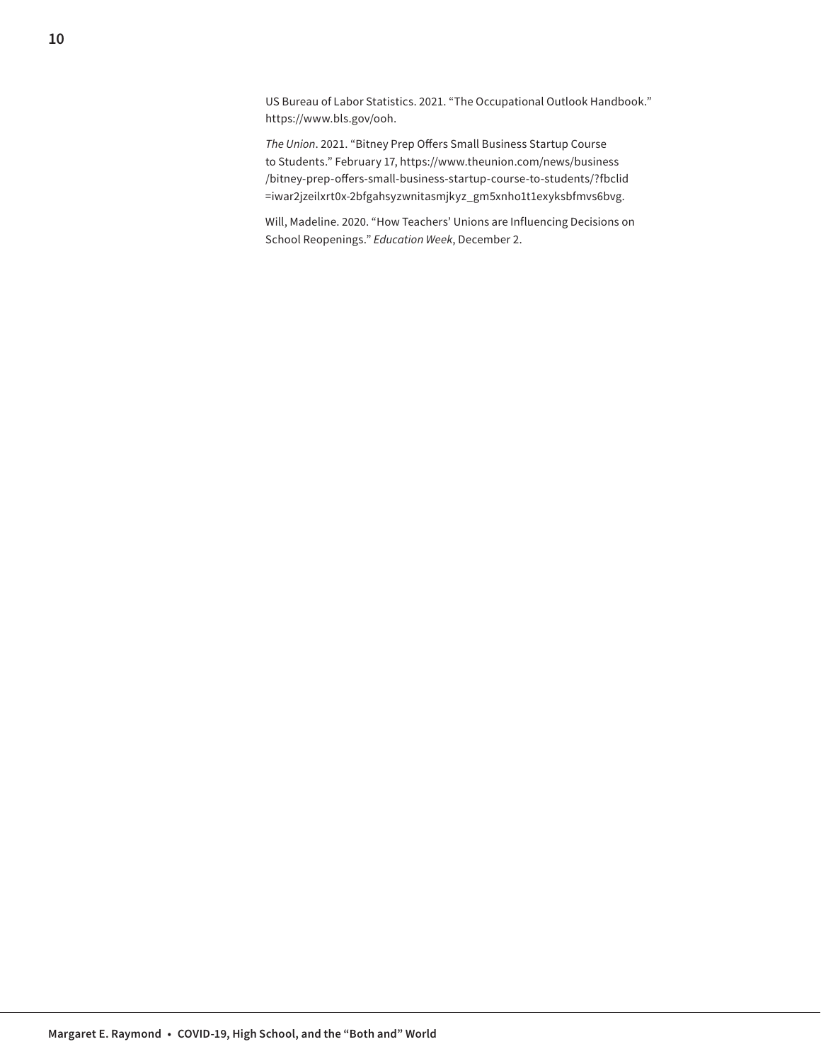US Bureau of Labor Statistics. 2021. "The Occupational Outlook Handbook." https://www.bls.gov/ooh.

*The Union*. 2021. "Bitney Prep Offers Small Business Startup Course to Students." February 17, https://www.theunion.com/news/business/bitney-prep-offers-small-business-startup-course-to-students/?fbclid=iwar2jzeilxrt0x-2bfgahsyzwnitasmjkyz_gm5xnho1t1exyksbfmvs6bvg.

Will, Madeline. 2020. "How Teachers' Unions are Influencing Decisions on School Reopenings." *Education Week*, December 2.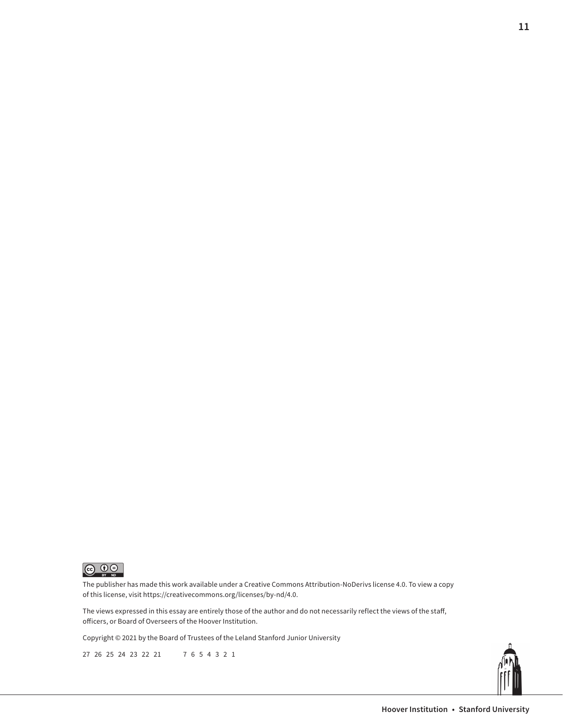The publisher has made this work available under a Creative Commons Attribution-NoDerivs license 4.0. To view a copy of this license, visit https://creativecommons.org/licenses/by-nd/4.0.

The views expressed in this essay are entirely those of the author and do not necessarily reflect the views of the staff, officers, or Board of Overseers of the Hoover Institution.

Copyright © 2021 by the Board of Trustees of the Leland Stanford Junior University

27 26 25 24 23 22 21 7 6 5 4 3 2 1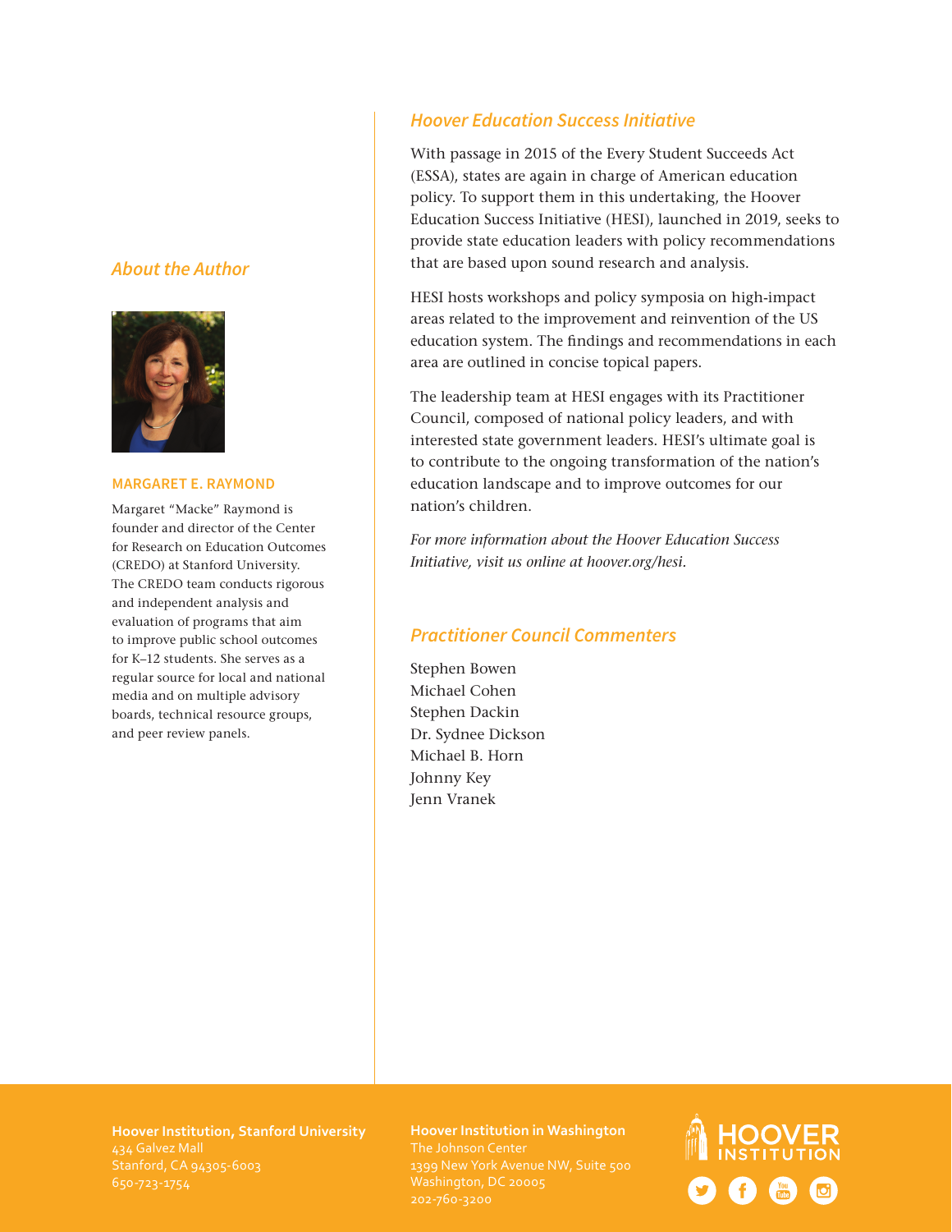## About the Author

### MARGARET E. RAYMOND

Margaret "Macke" Raymond is founder and director of the Center for Research on Education Outcomes (CREDO) at Stanford University. The CREDO team conducts rigorous and independent analysis and evaluation of programs that aim to improve public school outcomes for K–12 students. She serves as a regular source for local and national media and on multiple advisory boards, technical resource groups, and peer review panels.

## Hoover Education Success Initiative

With passage in 2015 of the Every Student Succeeds Act (ESSA), states are again in charge of American education policy. To support them in this undertaking, the Hoover Education Success Initiative (HESI), launched in 2019, seeks to provide state education leaders with policy recommendations that are based upon sound research and analysis.

HESI hosts workshops and policy symposia on high-impact areas related to the improvement and reinvention of the US education system. The findings and recommendations in each area are outlined in concise topical papers.

The leadership team at HESI engages with its Practitioner Council, composed of national policy leaders, and with interested state government leaders. HESI's ultimate goal is to contribute to the ongoing transformation of the nation's education landscape and to improve outcomes for our nation's children.

*For more information about the Hoover Education Success Initiative, visit us online at hoover.org/hesi.*

## Practitioner Council Commenters

Stephen Bowen
Michael Cohen
Stephen Dackin
Dr. Sydnee Dickson
Michael B. Horn
Johnny Key
Jenn Vranek

**Hoover Institution, Stanford University**
434 Galvez Mall
Stanford, CA 94305-6003
650-723-1754

**Hoover Institution in Washington**
The Johnson Center
1399 New York Avenue NW, Suite 500
Washington, DC 20005
202-760-3200

HOOVER INSTITUTION